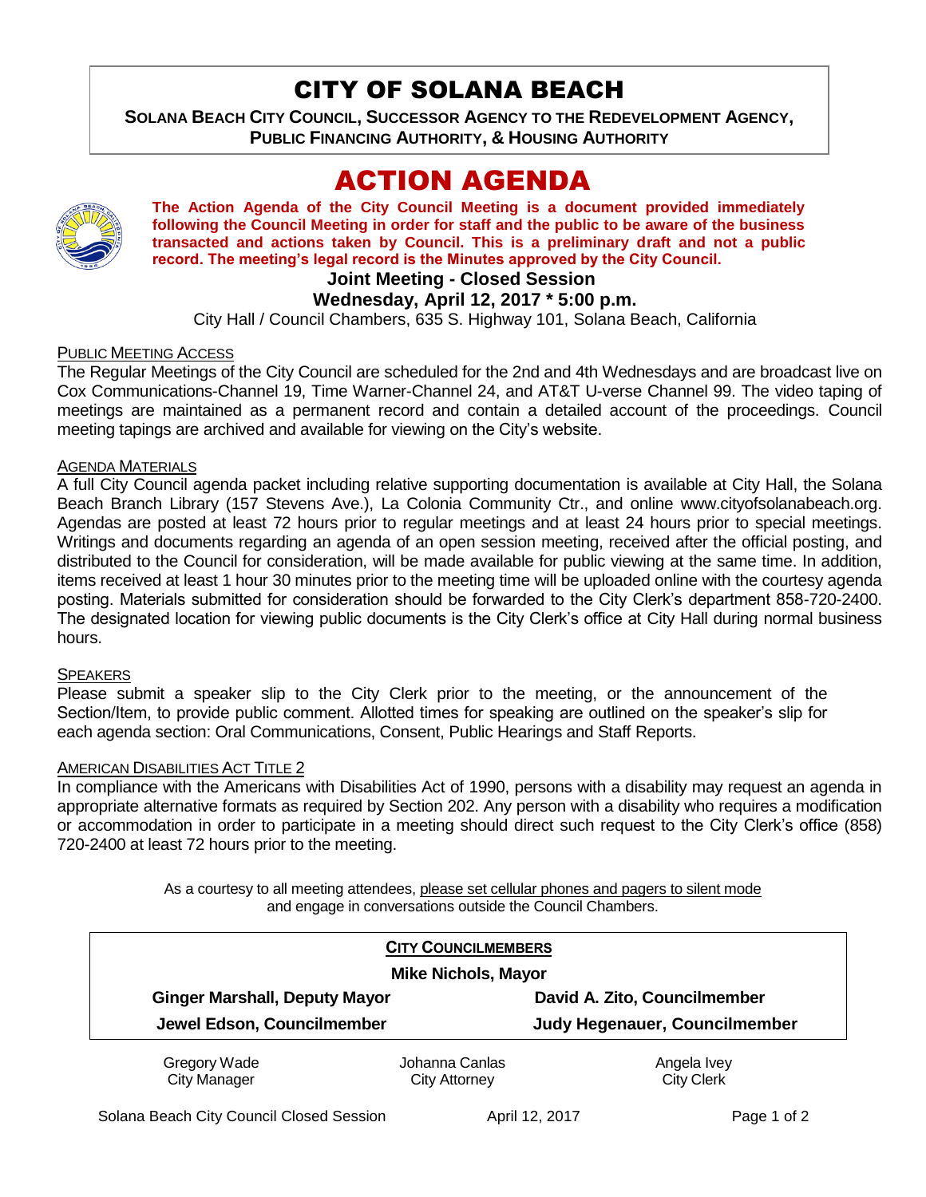# CITY OF SOLANA BEACH

**SOLANA BEACH CITY COUNCIL, SUCCESSOR AGENCY TO THE REDEVELOPMENT AGENCY, PUBLIC FINANCING AUTHORITY, & HOUSING AUTHORITY**

# ACTION AGENDA

**The Action Agenda of the City Council Meeting is a document provided immediately following the Council Meeting in order for staff and the public to be aware of the business transacted and actions taken by Council. This is a preliminary draft and not a public record. The meeting's legal record is the Minutes approved by the City Council.**

**Joint Meeting - Closed Session**

**Wednesday, April 12, 2017 * 5:00 p.m.**

City Hall / Council Chambers, 635 S. Highway 101, Solana Beach, California

PUBLIC MEETING ACCESS

The Regular Meetings of the City Council are scheduled for the 2nd and 4th Wednesdays and are broadcast live on Cox Communications-Channel 19, Time Warner-Channel 24, and AT&T U-verse Channel 99. The video taping of meetings are maintained as a permanent record and contain a detailed account of the proceedings. Council meeting tapings are archived and available for viewing on the City's website.

AGENDA MATERIALS

A full City Council agenda packet including relative supporting documentation is available at City Hall, the Solana Beach Branch Library (157 Stevens Ave.), La Colonia Community Ctr., and online www.cityofsolanabeach.org. Agendas are posted at least 72 hours prior to regular meetings and at least 24 hours prior to special meetings. Writings and documents regarding an agenda of an open session meeting, received after the official posting, and distributed to the Council for consideration, will be made available for public viewing at the same time. In addition, items received at least 1 hour 30 minutes prior to the meeting time will be uploaded online with the courtesy agenda posting. Materials submitted for consideration should be forwarded to the City Clerk's department 858-720-2400. The designated location for viewing public documents is the City Clerk's office at City Hall during normal business hours.

SPEAKERS

Please submit a speaker slip to the City Clerk prior to the meeting, or the announcement of the Section/Item, to provide public comment. Allotted times for speaking are outlined on the speaker's slip for each agenda section: Oral Communications, Consent, Public Hearings and Staff Reports.

AMERICAN DISABILITIES ACT TITLE 2

In compliance with the Americans with Disabilities Act of 1990, persons with a disability may request an agenda in appropriate alternative formats as required by Section 202. Any person with a disability who requires a modification or accommodation in order to participate in a meeting should direct such request to the City Clerk's office (858) 720-2400 at least 72 hours prior to the meeting.

As a courtesy to all meeting attendees, please set cellular phones and pagers to silent mode and engage in conversations outside the Council Chambers.

**CITY COUNCILMEMBERS**

**Mike Nichols, Mayor**

**Ginger Marshall, Deputy Mayor** | **David A. Zito, Councilmember**

**Jewel Edson, Councilmember** | **Judy Hegenauer, Councilmember**

Gregory Wade, City Manager | Johanna Canlas, City Attorney | Angela Ivey, City Clerk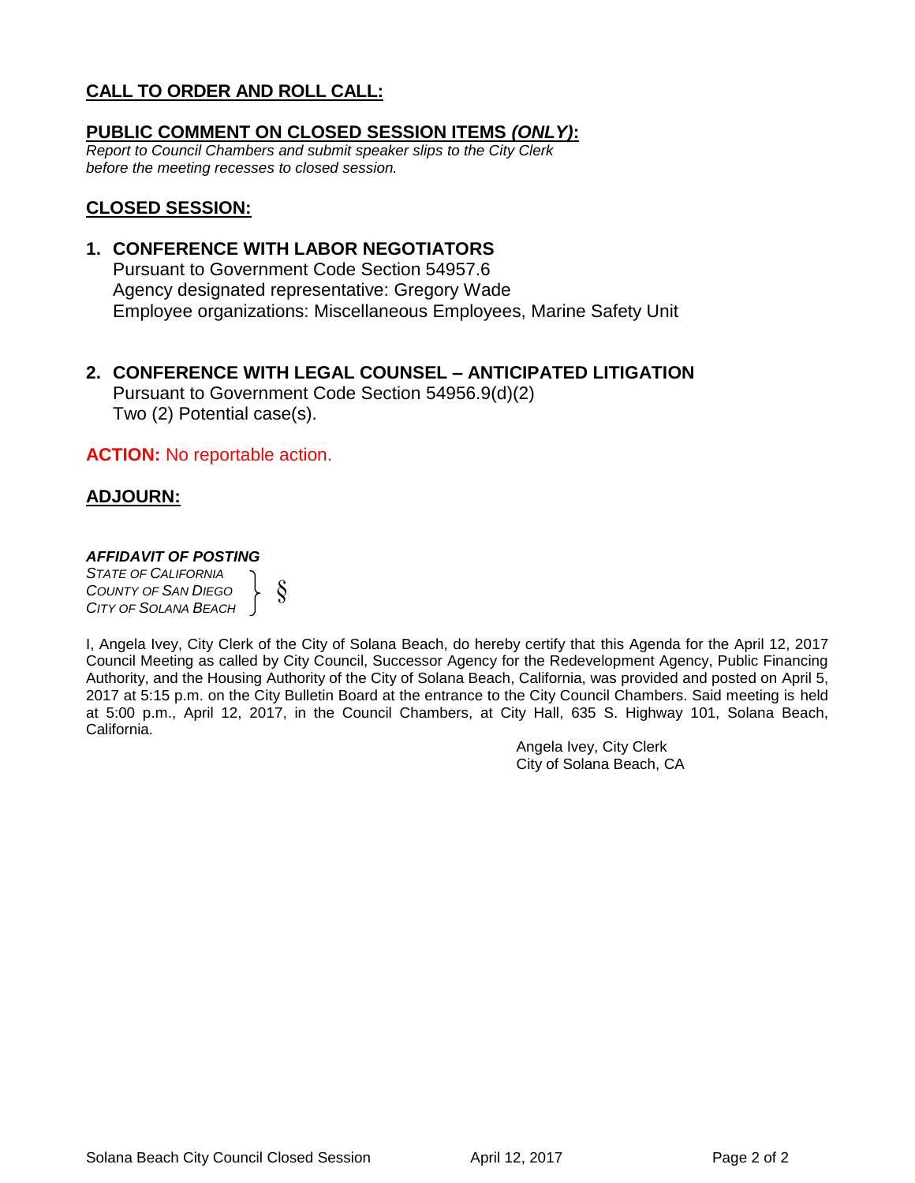## CALL TO ORDER AND ROLL CALL:

## PUBLIC COMMENT ON CLOSED SESSION ITEMS *(ONLY)*:

*Report to Council Chambers and submit speaker slips to the City Clerk before the meeting recesses to closed session.*

## CLOSED SESSION:

**1. CONFERENCE WITH LABOR NEGOTIATORS**

Pursuant to Government Code Section 54957.6
Agency designated representative: Gregory Wade
Employee organizations: Miscellaneous Employees, Marine Safety Unit

**2. CONFERENCE WITH LEGAL COUNSEL – ANTICIPATED LITIGATION**

Pursuant to Government Code Section 54956.9(d)(2)
Two (2) Potential case(s).

**ACTION:** No reportable action.

## ADJOURN:

***AFFIDAVIT OF POSTING***

*STATE OF CALIFORNIA*
*COUNTY OF SAN DIEGO* } §
*CITY OF SOLANA BEACH*

I, Angela Ivey, City Clerk of the City of Solana Beach, do hereby certify that this Agenda for the April 12, 2017 Council Meeting as called by City Council, Successor Agency for the Redevelopment Agency, Public Financing Authority, and the Housing Authority of the City of Solana Beach, California, was provided and posted on April 5, 2017 at 5:15 p.m. on the City Bulletin Board at the entrance to the City Council Chambers. Said meeting is held at 5:00 p.m., April 12, 2017, in the Council Chambers, at City Hall, 635 S. Highway 101, Solana Beach, California.

Angela Ivey, City Clerk
City of Solana Beach, CA